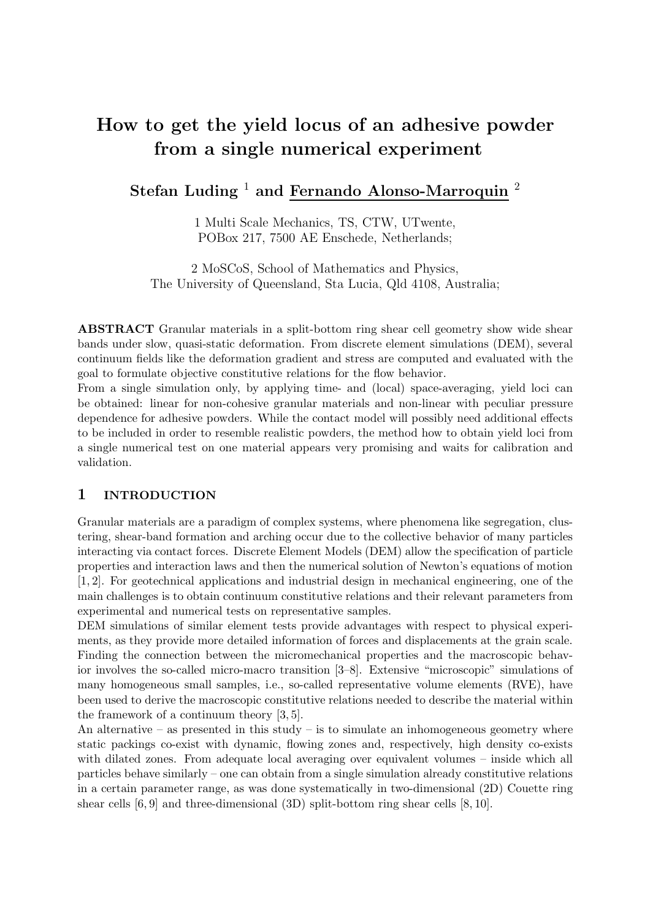# How to get the yield locus of an adhesive powder from a single numerical experiment

**Stefan Luding [1] and Fernando Alonso-Marroquin [2]**

1 Multi Scale Mechanics, TS, CTW, UTwente,
POBox 217, 7500 AE Enschede, Netherlands;

2 MoSCoS, School of Mathematics and Physics,
The University of Queensland, Sta Lucia, Qld 4108, Australia;

**ABSTRACT** Granular materials in a split-bottom ring shear cell geometry show wide shear bands under slow, quasi-static deformation. From discrete element simulations (DEM), several continuum fields like the deformation gradient and stress are computed and evaluated with the goal to formulate objective constitutive relations for the flow behavior.

From a single simulation only, by applying time- and (local) space-averaging, yield loci can be obtained: linear for non-cohesive granular materials and non-linear with peculiar pressure dependence for adhesive powders. While the contact model will possibly need additional effects to be included in order to resemble realistic powders, the method how to obtain yield loci from a single numerical test on one material appears very promising and waits for calibration and validation.

## 1 INTRODUCTION

Granular materials are a paradigm of complex systems, where phenomena like segregation, clustering, shear-band formation and arching occur due to the collective behavior of many particles interacting via contact forces. Discrete Element Models (DEM) allow the specification of particle properties and interaction laws and then the numerical solution of Newton's equations of motion [1, 2]. For geotechnical applications and industrial design in mechanical engineering, one of the main challenges is to obtain continuum constitutive relations and their relevant parameters from experimental and numerical tests on representative samples.

DEM simulations of similar element tests provide advantages with respect to physical experiments, as they provide more detailed information of forces and displacements at the grain scale. Finding the connection between the micromechanical properties and the macroscopic behavior involves the so-called micro-macro transition [3–8]. Extensive "microscopic" simulations of many homogeneous small samples, i.e., so-called representative volume elements (RVE), have been used to derive the macroscopic constitutive relations needed to describe the material within the framework of a continuum theory [3, 5].

An alternative – as presented in this study – is to simulate an inhomogeneous geometry where static packings co-exist with dynamic, flowing zones and, respectively, high density co-exists with dilated zones. From adequate local averaging over equivalent volumes – inside which all particles behave similarly – one can obtain from a single simulation already constitutive relations in a certain parameter range, as was done systematically in two-dimensional (2D) Couette ring shear cells [6, 9] and three-dimensional (3D) split-bottom ring shear cells [8, 10].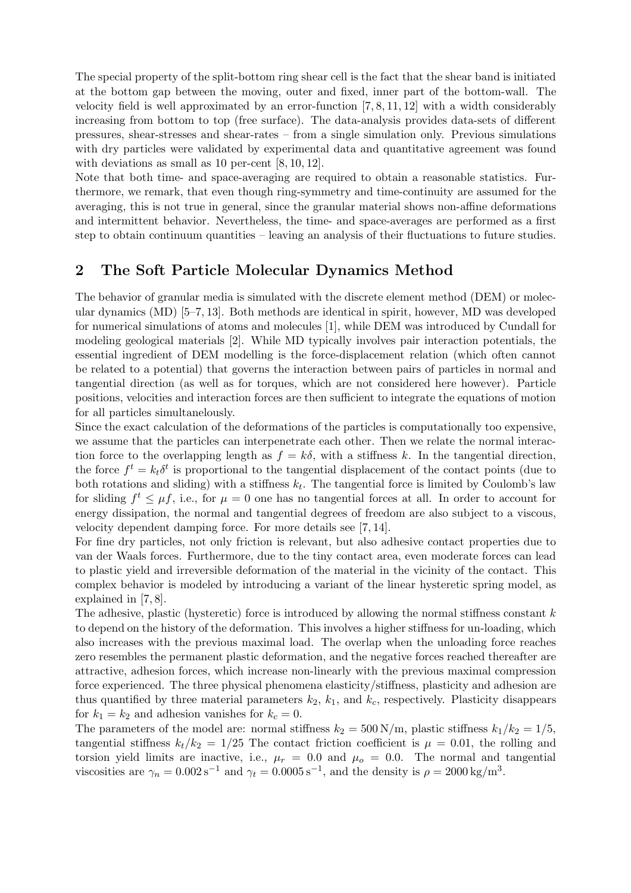The special property of the split-bottom ring shear cell is the fact that the shear band is initiated at the bottom gap between the moving, outer and fixed, inner part of the bottom-wall. The velocity field is well approximated by an error-function [7, 8, 11, 12] with a width considerably increasing from bottom to top (free surface). The data-analysis provides data-sets of different pressures, shear-stresses and shear-rates – from a single simulation only. Previous simulations with dry particles were validated by experimental data and quantitative agreement was found with deviations as small as 10 per-cent [8, 10, 12].

Note that both time- and space-averaging are required to obtain a reasonable statistics. Furthermore, we remark, that even though ring-symmetry and time-continuity are assumed for the averaging, this is not true in general, since the granular material shows non-affine deformations and intermittent behavior. Nevertheless, the time- and space-averages are performed as a first step to obtain continuum quantities – leaving an analysis of their fluctuations to future studies.

## 2 The Soft Particle Molecular Dynamics Method

The behavior of granular media is simulated with the discrete element method (DEM) or molecular dynamics (MD) [5–7, 13]. Both methods are identical in spirit, however, MD was developed for numerical simulations of atoms and molecules [1], while DEM was introduced by Cundall for modeling geological materials [2]. While MD typically involves pair interaction potentials, the essential ingredient of DEM modelling is the force-displacement relation (which often cannot be related to a potential) that governs the interaction between pairs of particles in normal and tangential direction (as well as for torques, which are not considered here however). Particle positions, velocities and interaction forces are then sufficient to integrate the equations of motion for all particles simultanelously.

Since the exact calculation of the deformations of the particles is computationally too expensive, we assume that the particles can interpenetrate each other. Then we relate the normal interaction force to the overlapping length as $f = k\delta$, with a stiffness $k$. In the tangential direction, the force $f^t = k_t \delta^t$ is proportional to the tangential displacement of the contact points (due to both rotations and sliding) with a stiffness $k_t$. The tangential force is limited by Coulomb's law for sliding $f^t \leq \mu f$, i.e., for $\mu = 0$ one has no tangential forces at all. In order to account for energy dissipation, the normal and tangential degrees of freedom are also subject to a viscous, velocity dependent damping force. For more details see [7, 14].

For fine dry particles, not only friction is relevant, but also adhesive contact properties due to van der Waals forces. Furthermore, due to the tiny contact area, even moderate forces can lead to plastic yield and irreversible deformation of the material in the vicinity of the contact. This complex behavior is modeled by introducing a variant of the linear hysteretic spring model, as explained in [7, 8].

The adhesive, plastic (hysteretic) force is introduced by allowing the normal stiffness constant $k$ to depend on the history of the deformation. This involves a higher stiffness for un-loading, which also increases with the previous maximal load. The overlap when the unloading force reaches zero resembles the permanent plastic deformation, and the negative forces reached thereafter are attractive, adhesion forces, which increase non-linearly with the previous maximal compression force experienced. The three physical phenomena elasticity/stiffness, plasticity and adhesion are thus quantified by three material parameters $k_2$, $k_1$, and $k_c$, respectively. Plasticity disappears for $k_1 = k_2$ and adhesion vanishes for $k_c = 0$.

The parameters of the model are: normal stiffness $k_2 = 500\,\mathrm{N/m}$, plastic stiffness $k_1/k_2 = 1/5$, tangential stiffness $k_t/k_2 = 1/25$ The contact friction coefficient is $\mu = 0.01$, the rolling and torsion yield limits are inactive, i.e., $\mu_r = 0.0$ and $\mu_o = 0.0$. The normal and tangential viscosities are $\gamma_n = 0.002\,\mathrm{s}^{-1}$ and $\gamma_t = 0.0005\,\mathrm{s}^{-1}$, and the density is $\rho = 2000\,\mathrm{kg/m}^3$.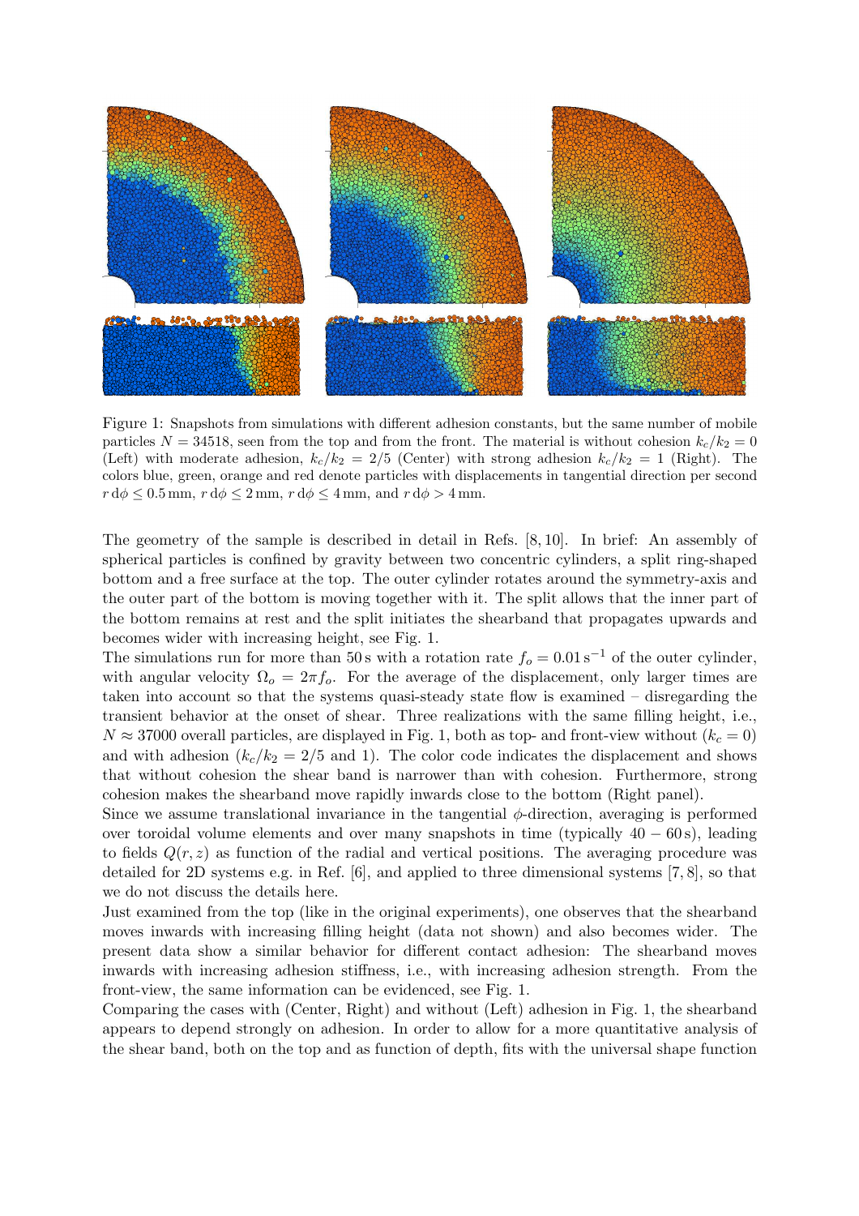Figure 1: Snapshots from simulations with different adhesion constants, but the same number of mobile particles $N = 34518$, seen from the top and from the front. The material is without cohesion $k_c/k_2 = 0$ (Left) with moderate adhesion, $k_c/k_2 = 2/5$ (Center) with strong adhesion $k_c/k_2 = 1$ (Right). The colors blue, green, orange and red denote particles with displacements in tangential direction per second $r\,\mathrm{d}\phi \leq 0.5\,\mathrm{mm}$, $r\,\mathrm{d}\phi \leq 2\,\mathrm{mm}$, $r\,\mathrm{d}\phi \leq 4\,\mathrm{mm}$, and $r\,\mathrm{d}\phi > 4\,\mathrm{mm}$.

The geometry of the sample is described in detail in Refs. [8, 10]. In brief: An assembly of spherical particles is confined by gravity between two concentric cylinders, a split ring-shaped bottom and a free surface at the top. The outer cylinder rotates around the symmetry-axis and the outer part of the bottom is moving together with it. The split allows that the inner part of the bottom remains at rest and the split initiates the shearband that propagates upwards and becomes wider with increasing height, see Fig. 1.

The simulations run for more than 50 s with a rotation rate $f_o = 0.01\,\mathrm{s}^{-1}$ of the outer cylinder, with angular velocity $\Omega_o = 2\pi f_o$. For the average of the displacement, only larger times are taken into account so that the systems quasi-steady state flow is examined – disregarding the transient behavior at the onset of shear. Three realizations with the same filling height, i.e., $N \approx 37000$ overall particles, are displayed in Fig. 1, both as top- and front-view without ($k_c = 0$) and with adhesion ($k_c/k_2 = 2/5$ and 1). The color code indicates the displacement and shows that without cohesion the shear band is narrower than with cohesion. Furthermore, strong cohesion makes the shearband move rapidly inwards close to the bottom (Right panel).

Since we assume translational invariance in the tangential $\phi$-direction, averaging is performed over toroidal volume elements and over many snapshots in time (typically $40 - 60\,\mathrm{s}$), leading to fields $Q(r, z)$ as function of the radial and vertical positions. The averaging procedure was detailed for 2D systems e.g. in Ref. [6], and applied to three dimensional systems [7, 8], so that we do not discuss the details here.

Just examined from the top (like in the original experiments), one observes that the shearband moves inwards with increasing filling height (data not shown) and also becomes wider. The present data show a similar behavior for different contact adhesion: The shearband moves inwards with increasing adhesion stiffness, i.e., with increasing adhesion strength. From the front-view, the same information can be evidenced, see Fig. 1.

Comparing the cases with (Center, Right) and without (Left) adhesion in Fig. 1, the shearband appears to depend strongly on adhesion. In order to allow for a more quantitative analysis of the shear band, both on the top and as function of depth, fits with the universal shape function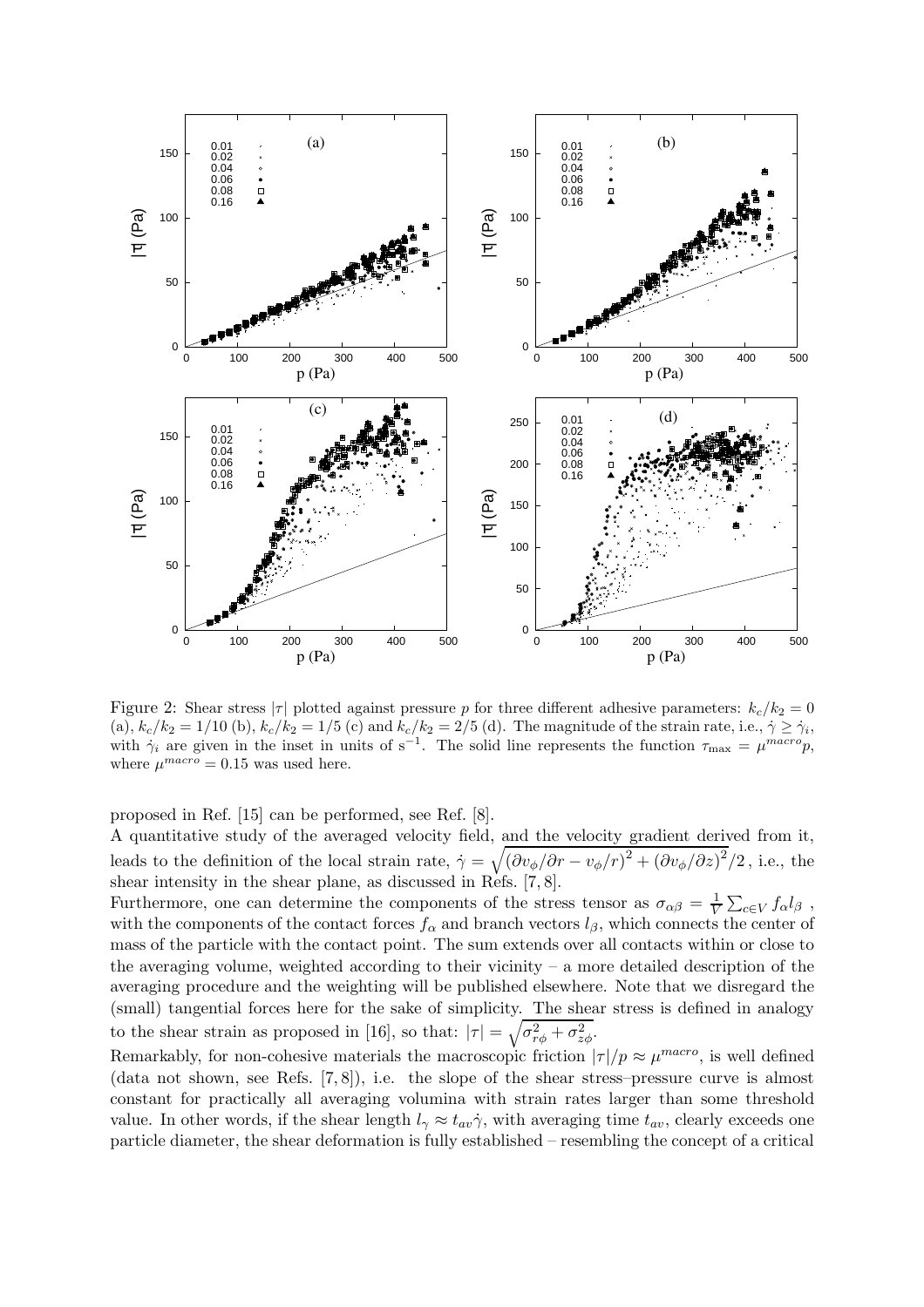(a)

0.01
0.02
0.04
0.06
0.08
0.16

|τ| (Pa)

p (Pa)

(b)

0.01
0.02
0.04
0.06
0.08
0.16

|τ| (Pa)

p (Pa)

(c)

0.01
0.02
0.04
0.06
0.08
0.16

|τ| (Pa)

p (Pa)

(d)

0.01
0.02
0.04
0.06
0.08
0.16

|τ| (Pa)

p (Pa)

Figure 2: Shear stress $|\tau|$ plotted against pressure $p$ for three different adhesive parameters: $k_c/k_2 = 0$ (a), $k_c/k_2 = 1/10$ (b), $k_c/k_2 = 1/5$ (c) and $k_c/k_2 = 2/5$ (d). The magnitude of the strain rate, i.e., $\dot{\gamma} \geq \dot{\gamma}_i$, with $\dot{\gamma}_i$ are given in the inset in units of s$^{-1}$. The solid line represents the function $\tau_{\max} = \mu^{macro} p$, where $\mu^{macro} = 0.15$ was used here.

proposed in Ref. [15] can be performed, see Ref. [8].

A quantitative study of the averaged velocity field, and the velocity gradient derived from it, leads to the definition of the local strain rate, $\dot{\gamma} = \sqrt{\left(\partial v_\phi/\partial r - v_\phi/r\right)^2 + \left(\partial v_\phi/\partial z\right)^2/2}$, i.e., the shear intensity in the shear plane, as discussed in Refs. [7, 8].

Furthermore, one can determine the components of the stress tensor as $\sigma_{\alpha\beta} = \frac{1}{V}\sum_{c \in V} f_\alpha l_\beta$, with the components of the contact forces $f_\alpha$ and branch vectors $l_\beta$, which connects the center of mass of the particle with the contact point. The sum extends over all contacts within or close to the averaging volume, weighted according to their vicinity – a more detailed description of the averaging procedure and the weighting will be published elsewhere. Note that we disregard the (small) tangential forces here for the sake of simplicity. The shear stress is defined in analogy to the shear strain as proposed in [16], so that: $|\tau| = \sqrt{\sigma_{r\phi}^2 + \sigma_{z\phi}^2}$.

Remarkably, for non-cohesive materials the macroscopic friction $|\tau|/p \approx \mu^{macro}$, is well defined (data not shown, see Refs. [7, 8]), i.e. the slope of the shear stress–pressure curve is almost constant for practically all averaging volumina with strain rates larger than some threshold value. In other words, if the shear length $l_\gamma \approx t_{av}\dot{\gamma}$, with averaging time $t_{av}$, clearly exceeds one particle diameter, the shear deformation is fully established – resembling the concept of a critical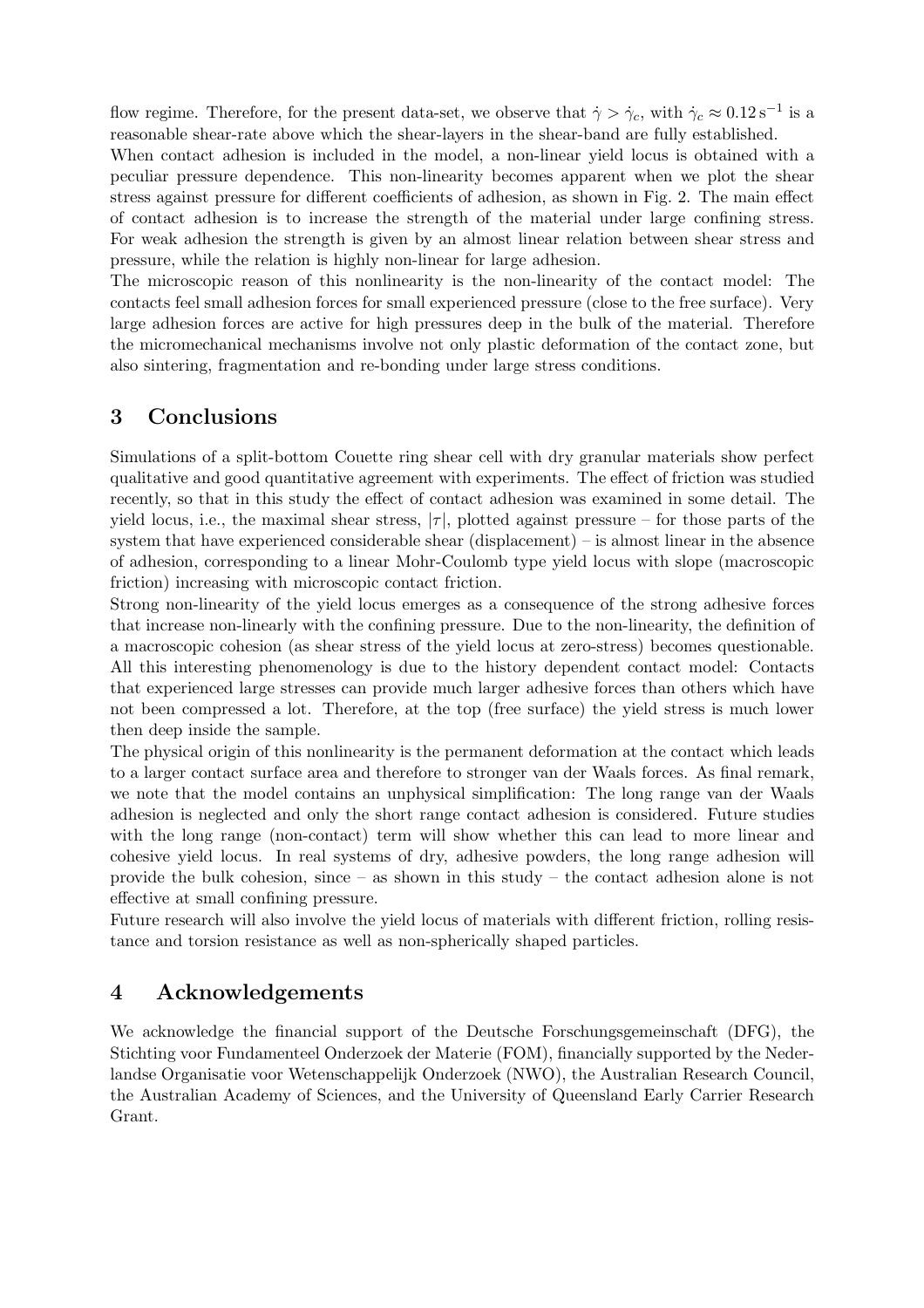flow regime. Therefore, for the present data-set, we observe that $\dot{\gamma} > \dot{\gamma}_c$, with $\dot{\gamma}_c \approx 0.12\,\mathrm{s}^{-1}$ is a reasonable shear-rate above which the shear-layers in the shear-band are fully established.

When contact adhesion is included in the model, a non-linear yield locus is obtained with a peculiar pressure dependence. This non-linearity becomes apparent when we plot the shear stress against pressure for different coefficients of adhesion, as shown in Fig. 2. The main effect of contact adhesion is to increase the strength of the material under large confining stress. For weak adhesion the strength is given by an almost linear relation between shear stress and pressure, while the relation is highly non-linear for large adhesion.

The microscopic reason of this nonlinearity is the non-linearity of the contact model: The contacts feel small adhesion forces for small experienced pressure (close to the free surface). Very large adhesion forces are active for high pressures deep in the bulk of the material. Therefore the micromechanical mechanisms involve not only plastic deformation of the contact zone, but also sintering, fragmentation and re-bonding under large stress conditions.

# 3 Conclusions

Simulations of a split-bottom Couette ring shear cell with dry granular materials show perfect qualitative and good quantitative agreement with experiments. The effect of friction was studied recently, so that in this study the effect of contact adhesion was examined in some detail. The yield locus, i.e., the maximal shear stress, $|\tau|$, plotted against pressure – for those parts of the system that have experienced considerable shear (displacement) – is almost linear in the absence of adhesion, corresponding to a linear Mohr-Coulomb type yield locus with slope (macroscopic friction) increasing with microscopic contact friction.

Strong non-linearity of the yield locus emerges as a consequence of the strong adhesive forces that increase non-linearly with the confining pressure. Due to the non-linearity, the definition of a macroscopic cohesion (as shear stress of the yield locus at zero-stress) becomes questionable. All this interesting phenomenology is due to the history dependent contact model: Contacts that experienced large stresses can provide much larger adhesive forces than others which have not been compressed a lot. Therefore, at the top (free surface) the yield stress is much lower then deep inside the sample.

The physical origin of this nonlinearity is the permanent deformation at the contact which leads to a larger contact surface area and therefore to stronger van der Waals forces. As final remark, we note that the model contains an unphysical simplification: The long range van der Waals adhesion is neglected and only the short range contact adhesion is considered. Future studies with the long range (non-contact) term will show whether this can lead to more linear and cohesive yield locus. In real systems of dry, adhesive powders, the long range adhesion will provide the bulk cohesion, since – as shown in this study – the contact adhesion alone is not effective at small confining pressure.

Future research will also involve the yield locus of materials with different friction, rolling resistance and torsion resistance as well as non-spherically shaped particles.

# 4 Acknowledgements

We acknowledge the financial support of the Deutsche Forschungsgemeinschaft (DFG), the Stichting voor Fundamenteel Onderzoek der Materie (FOM), financially supported by the Nederlandse Organisatie voor Wetenschappelijk Onderzoek (NWO), the Australian Research Council, the Australian Academy of Sciences, and the University of Queensland Early Carrier Research Grant.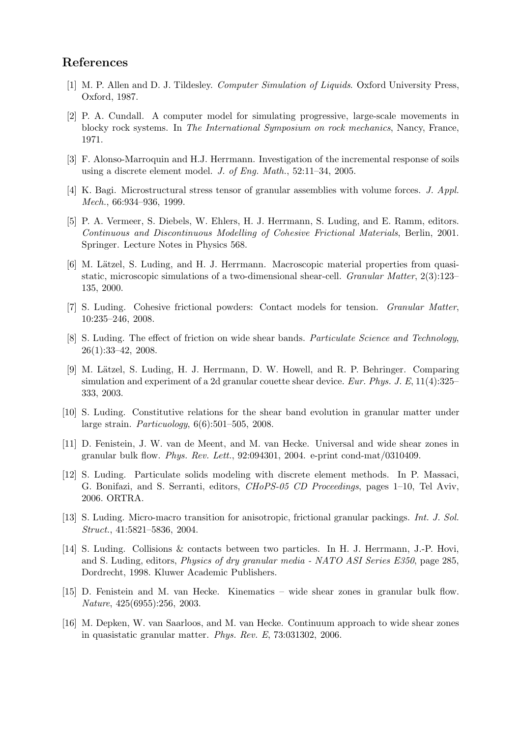## References

[1] M. P. Allen and D. J. Tildesley. *Computer Simulation of Liquids*. Oxford University Press, Oxford, 1987.

[2] P. A. Cundall. A computer model for simulating progressive, large-scale movements in blocky rock systems. In *The International Symposium on rock mechanics*, Nancy, France, 1971.

[3] F. Alonso-Marroquin and H.J. Herrmann. Investigation of the incremental response of soils using a discrete element model. *J. of Eng. Math.*, 52:11–34, 2005.

[4] K. Bagi. Microstructural stress tensor of granular assemblies with volume forces. *J. Appl. Mech.*, 66:934–936, 1999.

[5] P. A. Vermeer, S. Diebels, W. Ehlers, H. J. Herrmann, S. Luding, and E. Ramm, editors. *Continuous and Discontinuous Modelling of Cohesive Frictional Materials*, Berlin, 2001. Springer. Lecture Notes in Physics 568.

[6] M. Lätzel, S. Luding, and H. J. Herrmann. Macroscopic material properties from quasi-static, microscopic simulations of a two-dimensional shear-cell. *Granular Matter*, 2(3):123–135, 2000.

[7] S. Luding. Cohesive frictional powders: Contact models for tension. *Granular Matter*, 10:235–246, 2008.

[8] S. Luding. The effect of friction on wide shear bands. *Particulate Science and Technology*, 26(1):33–42, 2008.

[9] M. Lätzel, S. Luding, H. J. Herrmann, D. W. Howell, and R. P. Behringer. Comparing simulation and experiment of a 2d granular couette shear device. *Eur. Phys. J. E*, 11(4):325–333, 2003.

[10] S. Luding. Constitutive relations for the shear band evolution in granular matter under large strain. *Particuology*, 6(6):501–505, 2008.

[11] D. Fenistein, J. W. van de Meent, and M. van Hecke. Universal and wide shear zones in granular bulk flow. *Phys. Rev. Lett.*, 92:094301, 2004. e-print cond-mat/0310409.

[12] S. Luding. Particulate solids modeling with discrete element methods. In P. Massaci, G. Bonifazi, and S. Serranti, editors, *CHoPS-05 CD Proceedings*, pages 1–10, Tel Aviv, 2006. ORTRA.

[13] S. Luding. Micro-macro transition for anisotropic, frictional granular packings. *Int. J. Sol. Struct.*, 41:5821–5836, 2004.

[14] S. Luding. Collisions & contacts between two particles. In H. J. Herrmann, J.-P. Hovi, and S. Luding, editors, *Physics of dry granular media - NATO ASI Series E350*, page 285, Dordrecht, 1998. Kluwer Academic Publishers.

[15] D. Fenistein and M. van Hecke. Kinematics – wide shear zones in granular bulk flow. *Nature*, 425(6955):256, 2003.

[16] M. Depken, W. van Saarloos, and M. van Hecke. Continuum approach to wide shear zones in quasistatic granular matter. *Phys. Rev. E*, 73:031302, 2006.